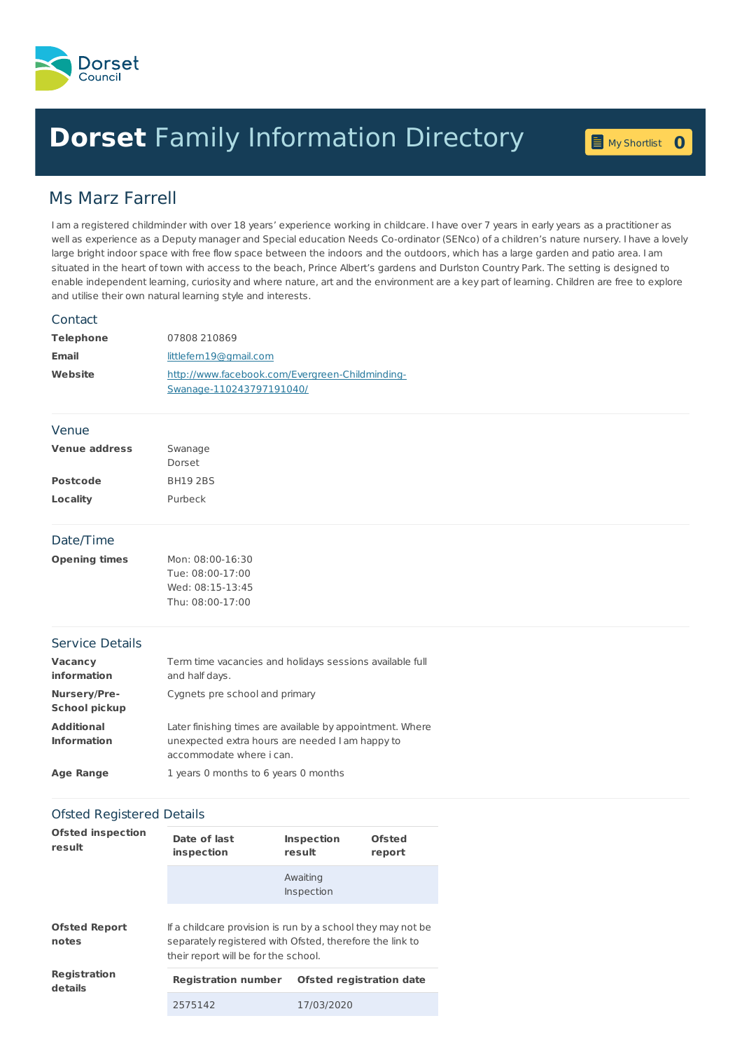Dorset Council

# Dorset Family Information Directory

My Shortlist 0

## Ms Marz Farrell

I am a registered childminder with over 18 years' experience working in childcare. I have over 7 years in early years as a practitioner as well as experience as a Deputy manager and Special education Needs Co-ordinator (SENco) of a children's nature nursery. I have a lovely large bright indoor space with free flow space between the indoors and the outdoors, which has a large garden and patio area. I am situated in the heart of town with access to the beach, Prince Albert's gardens and Durlston Country Park. The setting is designed to enable independent learning, curiosity and where nature, art and the environment are a key part of learning. Children are free to explore and utilise their own natural learning style and interests.

### Contact

**Telephone** 07808 210869

**Email** littlefern19@gmail.com

**Website** http://www.facebook.com/Evergreen-Childminding-Swanage-110243797191040/

### Venue

**Venue address** Swanage
Dorset

**Postcode** BH19 2BS

**Locality** Purbeck

### Date/Time

**Opening times**
Mon: 08:00-16:30
Tue: 08:00-17:00
Wed: 08:15-13:45
Thu: 08:00-17:00

### Service Details

**Vacancy information** Term time vacancies and holidays sessions available full and half days.

**Nursery/Pre-School pickup** Cygnets pre school and primary

**Additional Information** Later finishing times are available by appointment. Where unexpected extra hours are needed I am happy to accommodate where i can.

**Age Range** 1 years 0 months to 6 years 0 months

### Ofsted Registered Details

**Ofsted inspection result**

| Date of last inspection | Inspection result | Ofsted report |
|---|---|---|
| | Awaiting Inspection | |

**Ofsted Report notes** If a childcare provision is run by a school they may not be separately registered with Ofsted, therefore the link to their report will be for the school.

**Registration details**

| Registration number | Ofsted registration date |
|---|---|
| 2575142 | 17/03/2020 |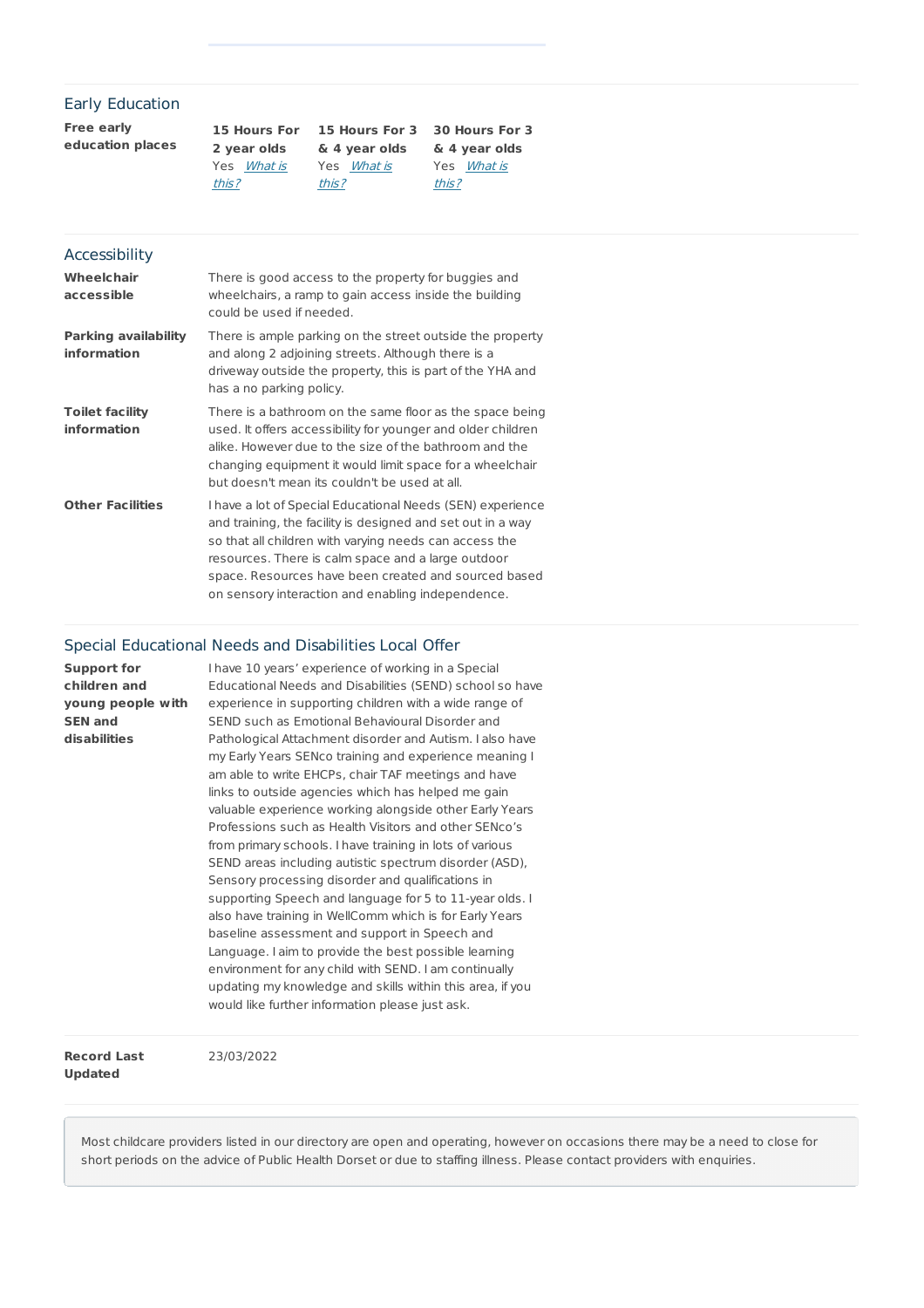## Early Education

| Free early education places | 15 Hours For 2 year olds | 15 Hours For 3 & 4 year olds | 30 Hours For 3 & 4 year olds |
|---|---|---|---|
| | Yes *What is this?* | Yes *What is this?* | Yes *What is this?* |

## Accessibility

**Wheelchair accessible**

There is good access to the property for buggies and wheelchairs, a ramp to gain access inside the building could be used if needed.

**Parking availability information**

There is ample parking on the street outside the property and along 2 adjoining streets. Although there is a driveway outside the property, this is part of the YHA and has a no parking policy.

**Toilet facility information**

There is a bathroom on the same floor as the space being used. It offers accessibility for younger and older children alike. However due to the size of the bathroom and the changing equipment it would limit space for a wheelchair but doesn't mean its couldn't be used at all.

**Other Facilities**

I have a lot of Special Educational Needs (SEN) experience and training, the facility is designed and set out in a way so that all children with varying needs can access the resources. There is calm space and a large outdoor space. Resources have been created and sourced based on sensory interaction and enabling independence.

## Special Educational Needs and Disabilities Local Offer

**Support for children and young people with SEN and disabilities**

I have 10 years' experience of working in a Special Educational Needs and Disabilities (SEND) school so have experience in supporting children with a wide range of SEND such as Emotional Behavioural Disorder and Pathological Attachment disorder and Autism. I also have my Early Years SENco training and experience meaning I am able to write EHCPs, chair TAF meetings and have links to outside agencies which has helped me gain valuable experience working alongside other Early Years Professions such as Health Visitors and other SENco's from primary schools. I have training in lots of various SEND areas including autistic spectrum disorder (ASD), Sensory processing disorder and qualifications in supporting Speech and language for 5 to 11-year olds. I also have training in WellComm which is for Early Years baseline assessment and support in Speech and Language. I aim to provide the best possible learning environment for any child with SEND. I am continually updating my knowledge and skills within this area, if you would like further information please just ask.

**Record Last Updated**

23/03/2022

Most childcare providers listed in our directory are open and operating, however on occasions there may be a need to close for short periods on the advice of Public Health Dorset or due to staffing illness. Please contact providers with enquiries.